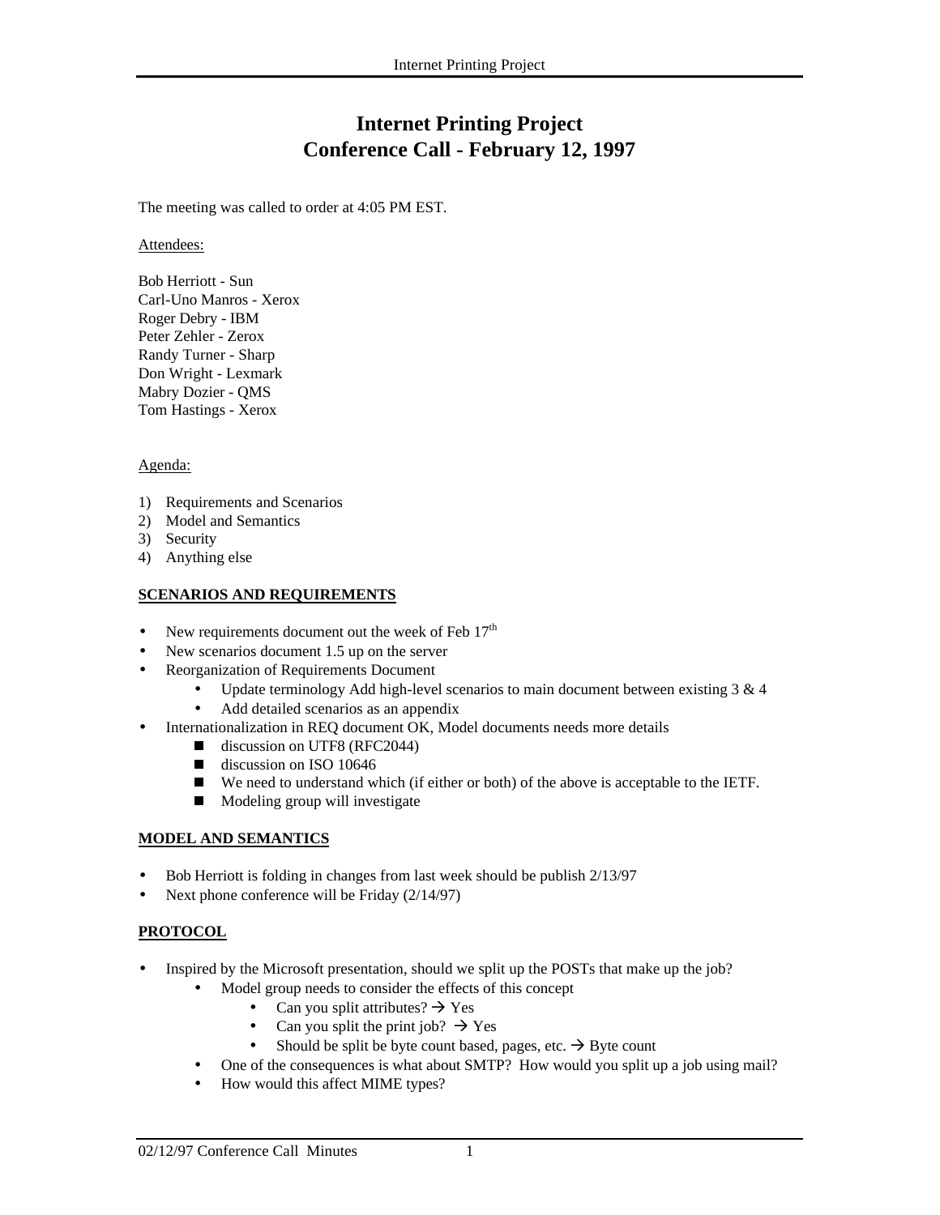# Internet Printing Project
# Conference Call - February 12, 1997

The meeting was called to order at 4:05 PM EST.

Attendees:

Bob Herriott - Sun
Carl-Uno Manros - Xerox
Roger Debry - IBM
Peter Zehler - Zerox
Randy Turner - Sharp
Don Wright - Lexmark
Mabry Dozier - QMS
Tom Hastings - Xerox

Agenda:

1) Requirements and Scenarios
2) Model and Semantics
3) Security
4) Anything else

## SCENARIOS AND REQUIREMENTS

- New requirements document out the week of Feb 17th
- New scenarios document 1.5 up on the server
- Reorganization of Requirements Document
  - Update terminology Add high-level scenarios to main document between existing 3 & 4
  - Add detailed scenarios as an appendix
- Internationalization in REQ document OK, Model documents needs more details
  - discussion on UTF8 (RFC2044)
  - discussion on ISO 10646
  - We need to understand which (if either or both) of the above is acceptable to the IETF.
  - Modeling group will investigate

## MODEL AND SEMANTICS

- Bob Herriott is folding in changes from last week should be publish 2/13/97
- Next phone conference will be Friday (2/14/97)

## PROTOCOL

- Inspired by the Microsoft presentation, should we split up the POSTs that make up the job?
  - Model group needs to consider the effects of this concept
    - Can you split attributes? → Yes
    - Can you split the print job? → Yes
    - Should be split be byte count based, pages, etc. → Byte count
  - One of the consequences is what about SMTP? How would you split up a job using mail?
  - How would this affect MIME types?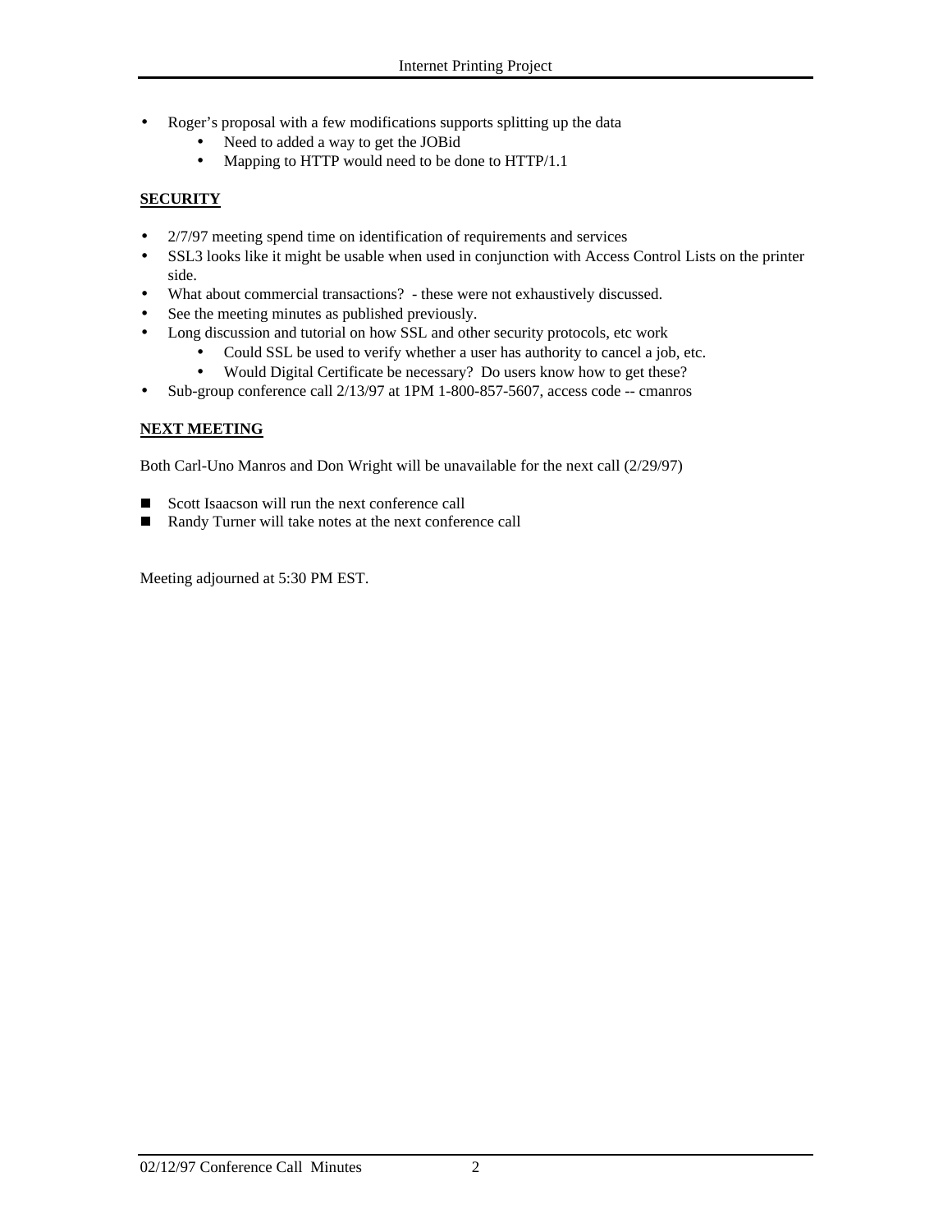- Roger's proposal with a few modifications supports splitting up the data
  - Need to added a way to get the JOBid
  - Mapping to HTTP would need to be done to HTTP/1.1

**<u>SECURITY</u>**

- 2/7/97 meeting spend time on identification of requirements and services
- SSL3 looks like it might be usable when used in conjunction with Access Control Lists on the printer side.
- What about commercial transactions? - these were not exhaustively discussed.
- See the meeting minutes as published previously.
- Long discussion and tutorial on how SSL and other security protocols, etc work
  - Could SSL be used to verify whether a user has authority to cancel a job, etc.
  - Would Digital Certificate be necessary? Do users know how to get these?
- Sub-group conference call 2/13/97 at 1PM 1-800-857-5607, access code -- cmanros

**<u>NEXT MEETING</u>**

Both Carl-Uno Manros and Don Wright will be unavailable for the next call (2/29/97)

- Scott Isaacson will run the next conference call
- Randy Turner will take notes at the next conference call

Meeting adjourned at 5:30 PM EST.